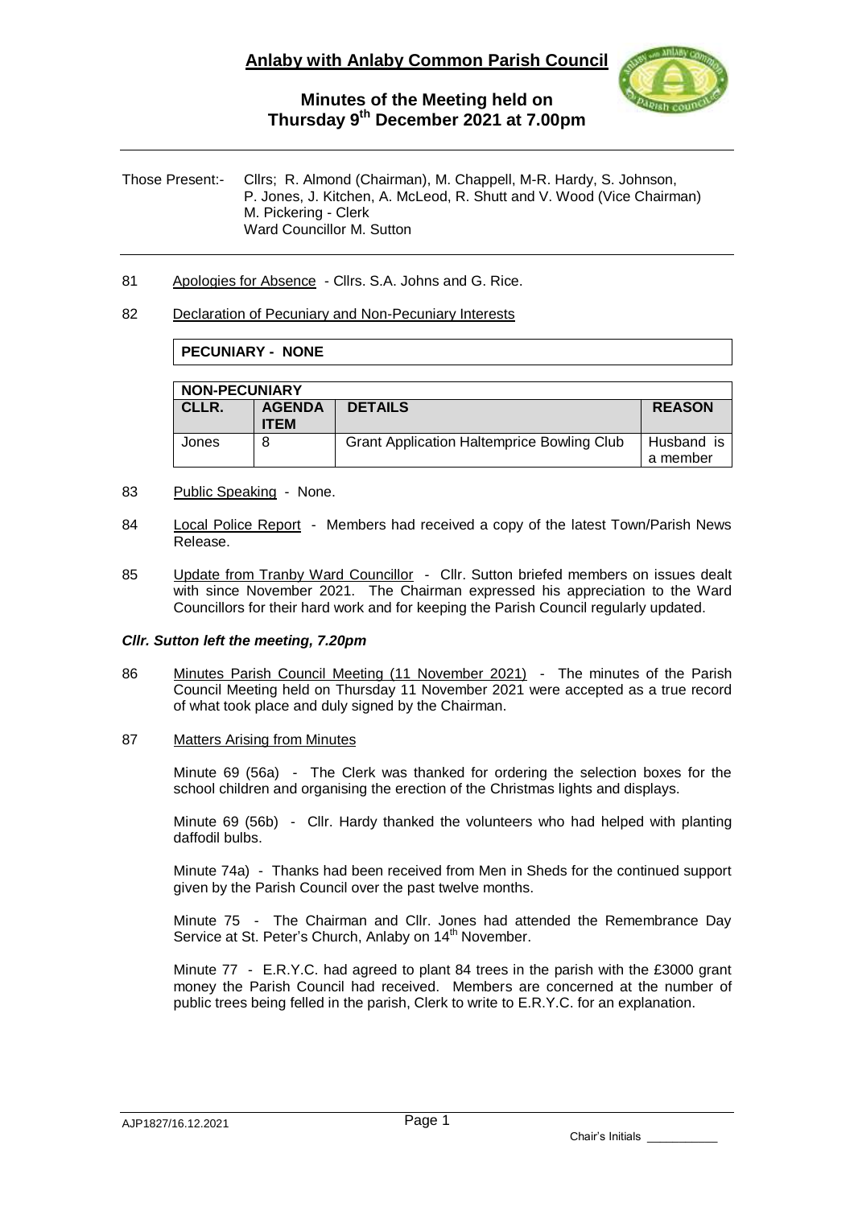# Anlaby with Anlaby Common Parish Council

## Minutes of the Meeting held on Thursday 9th December 2021 at 7.00pm

Those Present:- Cllrs; R. Almond (Chairman), M. Chappell, M-R. Hardy, S. Johnson, P. Jones, J. Kitchen, A. McLeod, R. Shutt and V. Wood (Vice Chairman)
M. Pickering - Clerk
Ward Councillor M. Sutton

81 Apologies for Absence - Cllrs. S.A. Johns and G. Rice.

82 Declaration of Pecuniary and Non-Pecuniary Interests

**PECUNIARY - NONE**

| NON-PECUNIARY | | | |
|---|---|---|---|
| CLLR. | AGENDA ITEM | DETAILS | REASON |
| Jones | 8 | Grant Application Haltemprice Bowling Club | Husband is a member |

83 Public Speaking - None.

84 Local Police Report - Members had received a copy of the latest Town/Parish News Release.

85 Update from Tranby Ward Councillor - Cllr. Sutton briefed members on issues dealt with since November 2021. The Chairman expressed his appreciation to the Ward Councillors for their hard work and for keeping the Parish Council regularly updated.

***Cllr. Sutton left the meeting, 7.20pm***

86 Minutes Parish Council Meeting (11 November 2021) - The minutes of the Parish Council Meeting held on Thursday 11 November 2021 were accepted as a true record of what took place and duly signed by the Chairman.

87 Matters Arising from Minutes

Minute 69 (56a) - The Clerk was thanked for ordering the selection boxes for the school children and organising the erection of the Christmas lights and displays.

Minute 69 (56b) - Cllr. Hardy thanked the volunteers who had helped with planting daffodil bulbs.

Minute 74a) - Thanks had been received from Men in Sheds for the continued support given by the Parish Council over the past twelve months.

Minute 75 - The Chairman and Cllr. Jones had attended the Remembrance Day Service at St. Peter's Church, Anlaby on 14th November.

Minute 77 - E.R.Y.C. had agreed to plant 84 trees in the parish with the £3000 grant money the Parish Council had received. Members are concerned at the number of public trees being felled in the parish, Clerk to write to E.R.Y.C. for an explanation.

AJP1827/16.12.2021

Chair's Initials ___________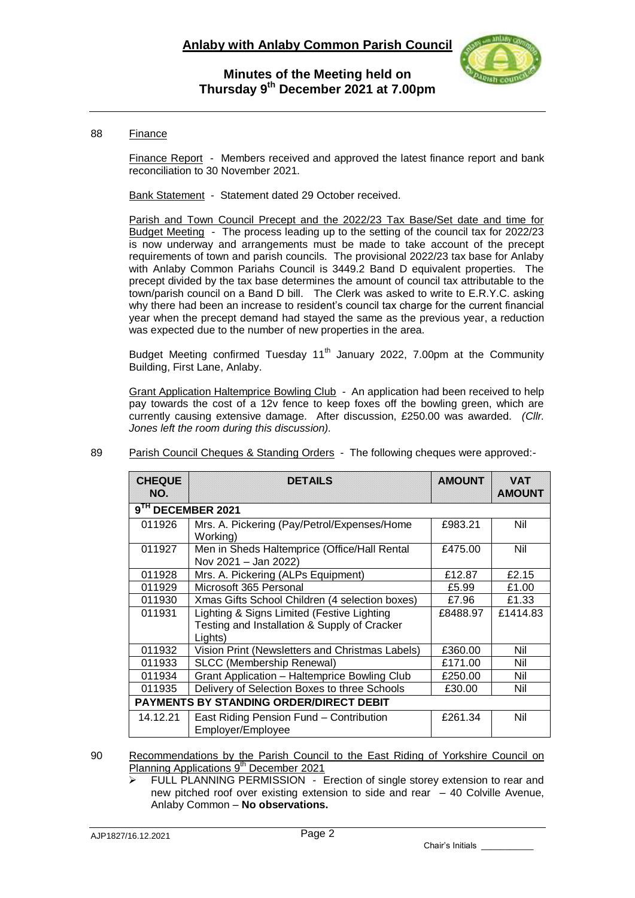88 Finance

Finance Report - Members received and approved the latest finance report and bank reconciliation to 30 November 2021.

Bank Statement - Statement dated 29 October received.

Parish and Town Council Precept and the 2022/23 Tax Base/Set date and time for Budget Meeting - The process leading up to the setting of the council tax for 2022/23 is now underway and arrangements must be made to take account of the precept requirements of town and parish councils. The provisional 2022/23 tax base for Anlaby with Anlaby Common Pariahs Council is 3449.2 Band D equivalent properties. The precept divided by the tax base determines the amount of council tax attributable to the town/parish council on a Band D bill. The Clerk was asked to write to E.R.Y.C. asking why there had been an increase to resident's council tax charge for the current financial year when the precept demand had stayed the same as the previous year, a reduction was expected due to the number of new properties in the area.

Budget Meeting confirmed Tuesday 11th January 2022, 7.00pm at the Community Building, First Lane, Anlaby.

Grant Application Haltemprice Bowling Club - An application had been received to help pay towards the cost of a 12v fence to keep foxes off the bowling green, which are currently causing extensive damage. After discussion, £250.00 was awarded. *(Cllr. Jones left the room during this discussion).*

89 Parish Council Cheques & Standing Orders - The following cheques were approved:-

| CHEQUE NO. | DETAILS | AMOUNT | VAT AMOUNT |
|---|---|---|---|
| 9TH DECEMBER 2021 | | | |
| 011926 | Mrs. A. Pickering (Pay/Petrol/Expenses/Home Working) | £983.21 | Nil |
| 011927 | Men in Sheds Haltemprice (Office/Hall Rental Nov 2021 – Jan 2022) | £475.00 | Nil |
| 011928 | Mrs. A. Pickering (ALPs Equipment) | £12.87 | £2.15 |
| 011929 | Microsoft 365 Personal | £5.99 | £1.00 |
| 011930 | Xmas Gifts School Children (4 selection boxes) | £7.96 | £1.33 |
| 011931 | Lighting & Signs Limited (Festive Lighting Testing and Installation & Supply of Cracker Lights) | £8488.97 | £1414.83 |
| 011932 | Vision Print (Newsletters and Christmas Labels) | £360.00 | Nil |
| 011933 | SLCC (Membership Renewal) | £171.00 | Nil |
| 011934 | Grant Application – Haltemprice Bowling Club | £250.00 | Nil |
| 011935 | Delivery of Selection Boxes to three Schools | £30.00 | Nil |
| PAYMENTS BY STANDING ORDER/DIRECT DEBIT | | | |
| 14.12.21 | East Riding Pension Fund – Contribution Employer/Employee | £261.34 | Nil |

90 Recommendations by the Parish Council to the East Riding of Yorkshire Council on Planning Applications 9th December 2021

- FULL PLANNING PERMISSION - Erection of single storey extension to rear and new pitched roof over existing extension to side and rear – 40 Colville Avenue, Anlaby Common – **No observations.**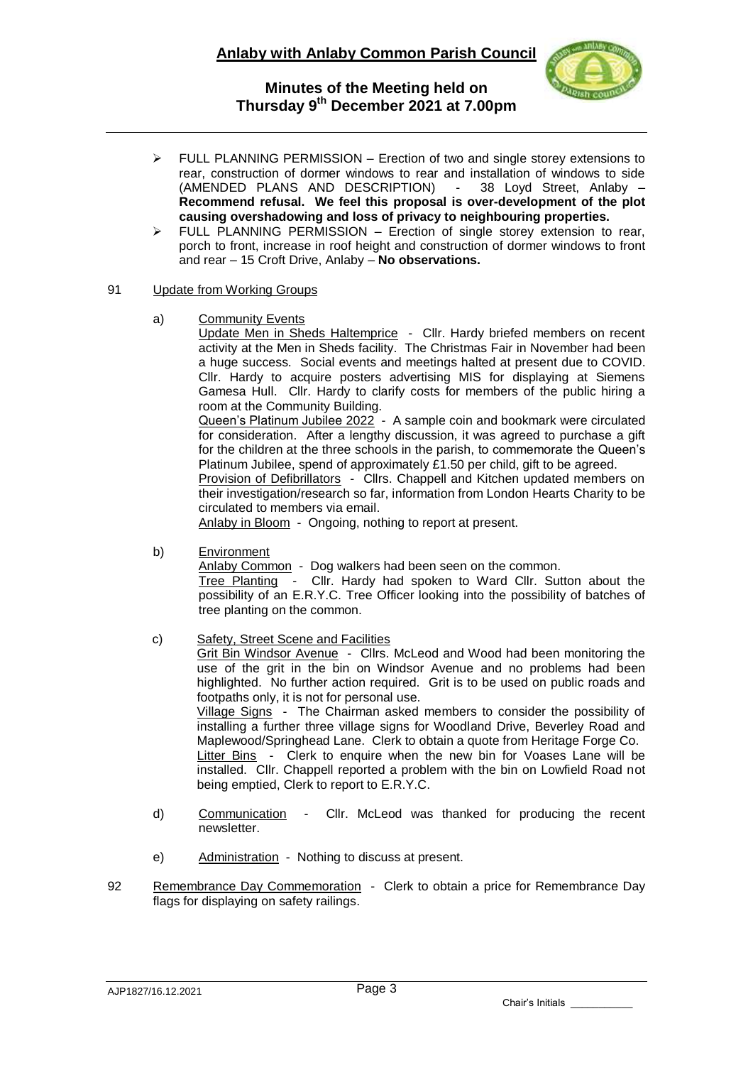- FULL PLANNING PERMISSION – Erection of two and single storey extensions to rear, construction of dormer windows to rear and installation of windows to side (AMENDED PLANS AND DESCRIPTION) - 38 Loyd Street, Anlaby – **Recommend refusal. We feel this proposal is over-development of the plot causing overshadowing and loss of privacy to neighbouring properties.**
- FULL PLANNING PERMISSION – Erection of single storey extension to rear, porch to front, increase in roof height and construction of dormer windows to front and rear – 15 Croft Drive, Anlaby – **No observations.**

91 Update from Working Groups

a) Community Events

Update Men in Sheds Haltemprice - Cllr. Hardy briefed members on recent activity at the Men in Sheds facility. The Christmas Fair in November had been a huge success. Social events and meetings halted at present due to COVID. Cllr. Hardy to acquire posters advertising MIS for displaying at Siemens Gamesa Hull. Cllr. Hardy to clarify costs for members of the public hiring a room at the Community Building.

Queen's Platinum Jubilee 2022 - A sample coin and bookmark were circulated for consideration. After a lengthy discussion, it was agreed to purchase a gift for the children at the three schools in the parish, to commemorate the Queen's Platinum Jubilee, spend of approximately £1.50 per child, gift to be agreed.

Provision of Defibrillators - Cllrs. Chappell and Kitchen updated members on their investigation/research so far, information from London Hearts Charity to be circulated to members via email.

Anlaby in Bloom - Ongoing, nothing to report at present.

b) Environment

Anlaby Common - Dog walkers had been seen on the common.

Tree Planting - Cllr. Hardy had spoken to Ward Cllr. Sutton about the possibility of an E.R.Y.C. Tree Officer looking into the possibility of batches of tree planting on the common.

c) Safety, Street Scene and Facilities

Grit Bin Windsor Avenue - Cllrs. McLeod and Wood had been monitoring the use of the grit in the bin on Windsor Avenue and no problems had been highlighted. No further action required. Grit is to be used on public roads and footpaths only, it is not for personal use.

Village Signs - The Chairman asked members to consider the possibility of installing a further three village signs for Woodland Drive, Beverley Road and Maplewood/Springhead Lane. Clerk to obtain a quote from Heritage Forge Co.

Litter Bins - Clerk to enquire when the new bin for Voases Lane will be installed. Cllr. Chappell reported a problem with the bin on Lowfield Road not being emptied, Clerk to report to E.R.Y.C.

d) Communication - Cllr. McLeod was thanked for producing the recent newsletter.

e) Administration - Nothing to discuss at present.

92 Remembrance Day Commemoration - Clerk to obtain a price for Remembrance Day flags for displaying on safety railings.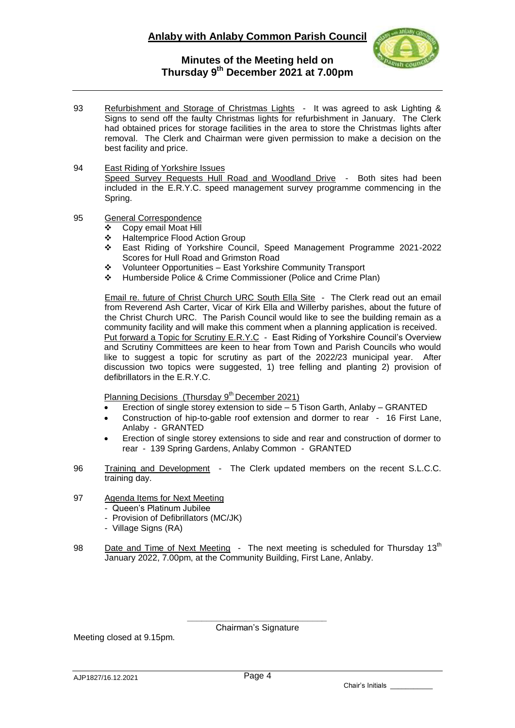# Anlaby with Anlaby Common Parish Council

## Minutes of the Meeting held on Thursday 9th December 2021 at 7.00pm

93 Refurbishment and Storage of Christmas Lights - It was agreed to ask Lighting & Signs to send off the faulty Christmas lights for refurbishment in January. The Clerk had obtained prices for storage facilities in the area to store the Christmas lights after removal. The Clerk and Chairman were given permission to make a decision on the best facility and price.

94 East Riding of Yorkshire Issues
Speed Survey Requests Hull Road and Woodland Drive - Both sites had been included in the E.R.Y.C. speed management survey programme commencing in the Spring.

95 General Correspondence

- Copy email Moat Hill
- Haltemprice Flood Action Group
- East Riding of Yorkshire Council, Speed Management Programme 2021-2022 Scores for Hull Road and Grimston Road
- Volunteer Opportunities – East Yorkshire Community Transport
- Humberside Police & Crime Commissioner (Police and Crime Plan)

Email re. future of Christ Church URC South Ella Site - The Clerk read out an email from Reverend Ash Carter, Vicar of Kirk Ella and Willerby parishes, about the future of the Christ Church URC. The Parish Council would like to see the building remain as a community facility and will make this comment when a planning application is received.
Put forward a Topic for Scrutiny E.R.Y.C - East Riding of Yorkshire Council's Overview and Scrutiny Committees are keen to hear from Town and Parish Councils who would like to suggest a topic for scrutiny as part of the 2022/23 municipal year. After discussion two topics were suggested, 1) tree felling and planting 2) provision of defibrillators in the E.R.Y.C.

Planning Decisions (Thursday 9th December 2021)

- Erection of single storey extension to side – 5 Tison Garth, Anlaby – GRANTED
- Construction of hip-to-gable roof extension and dormer to rear - 16 First Lane, Anlaby - GRANTED
- Erection of single storey extensions to side and rear and construction of dormer to rear - 139 Spring Gardens, Anlaby Common - GRANTED

96 Training and Development - The Clerk updated members on the recent S.L.C.C. training day.

97 Agenda Items for Next Meeting
- Queen's Platinum Jubilee
- Provision of Defibrillators (MC/JK)
- Village Signs (RA)

98 Date and Time of Next Meeting - The next meeting is scheduled for Thursday 13th January 2022, 7.00pm, at the Community Building, First Lane, Anlaby.

\_\_\_\_\_\_\_\_\_\_\_\_\_\_\_\_\_\_\_\_\_\_\_\_\_\_\_\_
Chairman's Signature

Meeting closed at 9.15pm.

AJP1827/16.12.2021

Chair's Initials \_\_\_\_\_\_\_\_\_\_\_